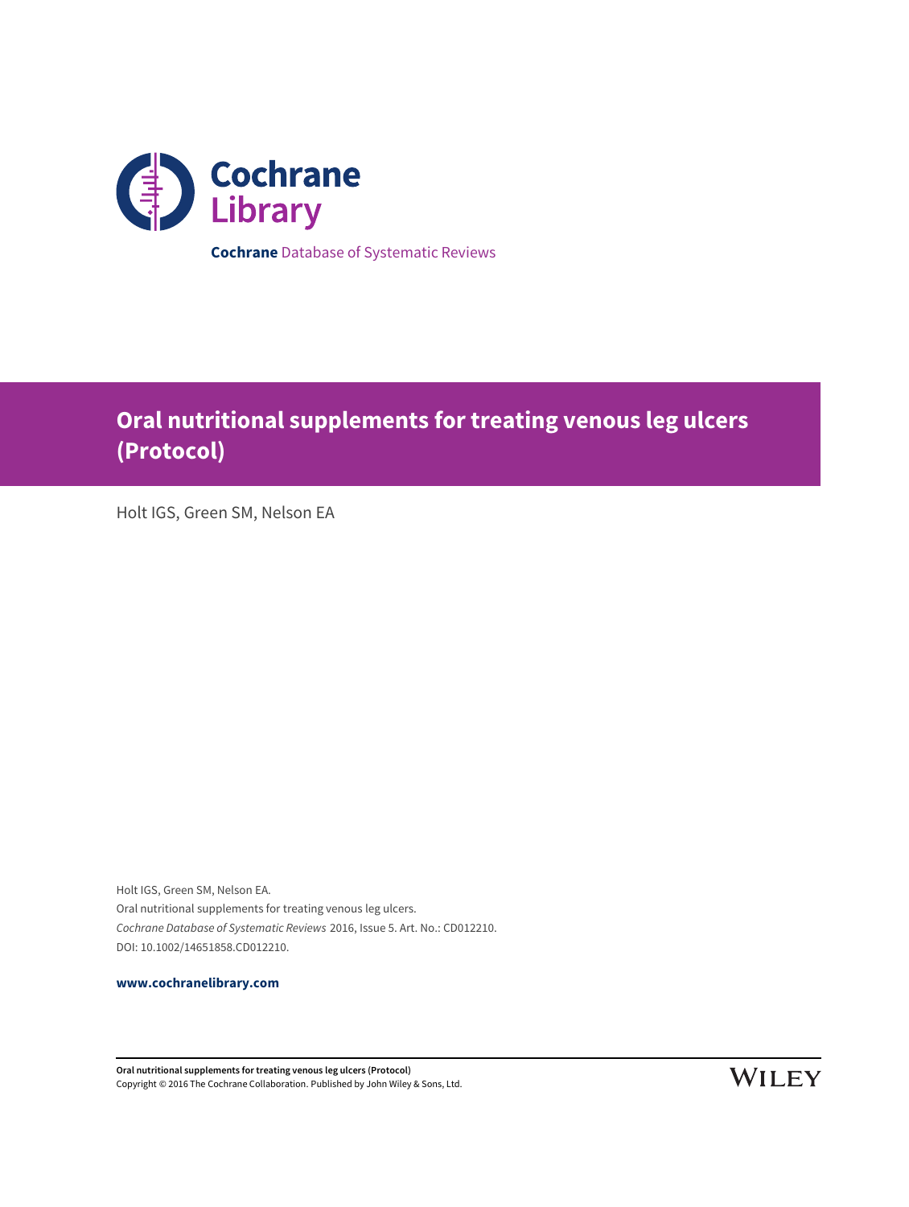Cochrane Library

**Cochrane** Database of Systematic Reviews

# Oral nutritional supplements for treating venous leg ulcers (Protocol)

Holt IGS, Green SM, Nelson EA

Holt IGS, Green SM, Nelson EA.
Oral nutritional supplements for treating venous leg ulcers.
*Cochrane Database of Systematic Reviews* 2016, Issue 5. Art. No.: CD012210.
DOI: 10.1002/14651858.CD012210.

**www.cochranelibrary.com**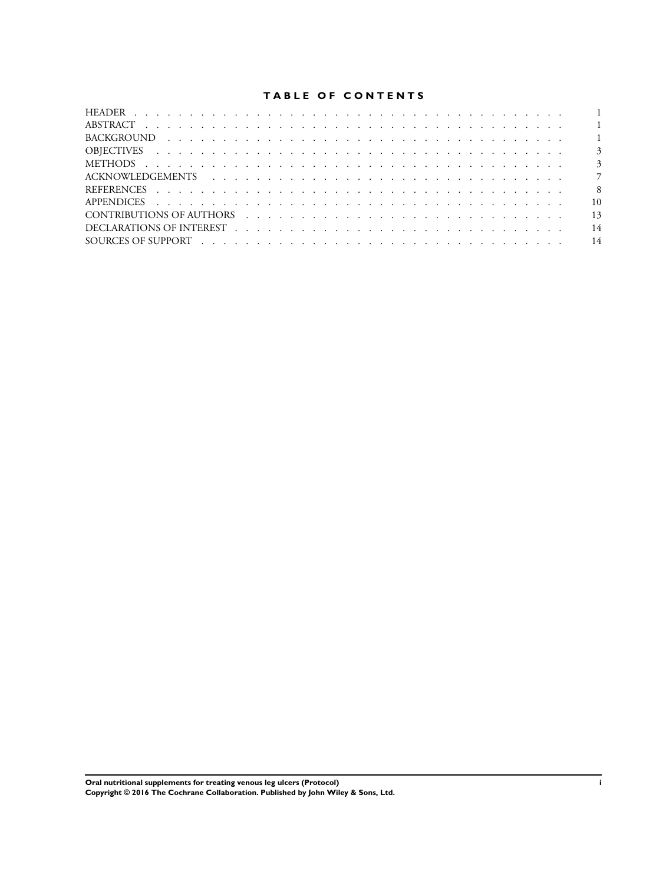# TABLE OF CONTENTS

| | |
|---|---|
| HEADER | 1 |
| ABSTRACT | 1 |
| BACKGROUND | 1 |
| OBJECTIVES | 3 |
| METHODS | 3 |
| ACKNOWLEDGEMENTS | 7 |
| REFERENCES | 8 |
| APPENDICES | 10 |
| CONTRIBUTIONS OF AUTHORS | 13 |
| DECLARATIONS OF INTEREST | 14 |
| SOURCES OF SUPPORT | 14 |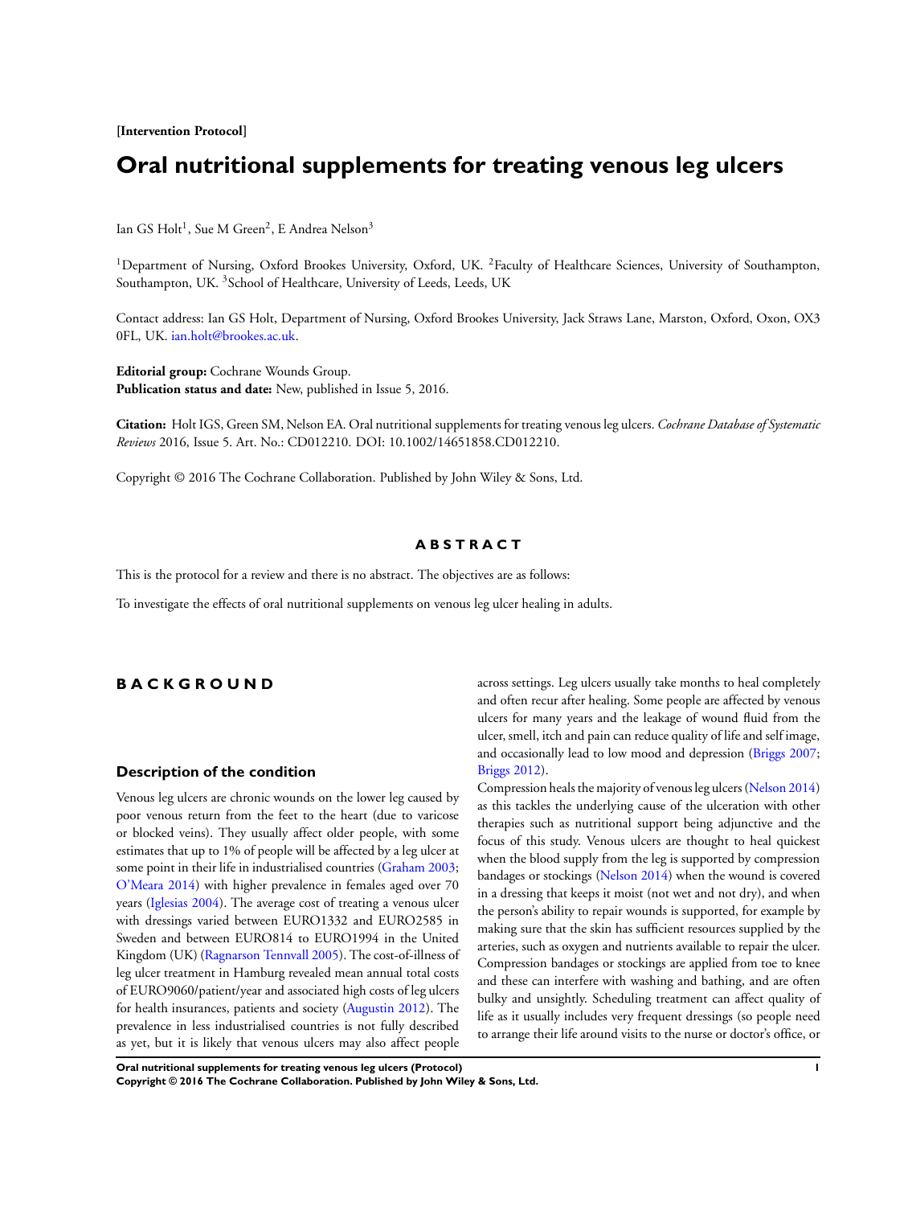[Intervention Protocol]

# Oral nutritional supplements for treating venous leg ulcers

Ian GS Holt[1], Sue M Green[2], E Andrea Nelson[3]

[1]Department of Nursing, Oxford Brookes University, Oxford, UK. [2]Faculty of Healthcare Sciences, University of Southampton, Southampton, UK. [3]School of Healthcare, University of Leeds, Leeds, UK

Contact address: Ian GS Holt, Department of Nursing, Oxford Brookes University, Jack Straws Lane, Marston, Oxford, Oxon, OX3 0FL, UK. ian.holt@brookes.ac.uk.

**Editorial group:** Cochrane Wounds Group.
**Publication status and date:** New, published in Issue 5, 2016.

**Citation:** Holt IGS, Green SM, Nelson EA. Oral nutritional supplements for treating venous leg ulcers. *Cochrane Database of Systematic Reviews* 2016, Issue 5. Art. No.: CD012210. DOI: 10.1002/14651858.CD012210.

Copyright © 2016 The Cochrane Collaboration. Published by John Wiley & Sons, Ltd.

## ABSTRACT

This is the protocol for a review and there is no abstract. The objectives are as follows:

To investigate the effects of oral nutritional supplements on venous leg ulcer healing in adults.

## BACKGROUND

### Description of the condition

Venous leg ulcers are chronic wounds on the lower leg caused by poor venous return from the feet to the heart (due to varicose or blocked veins). They usually affect older people, with some estimates that up to 1% of people will be affected by a leg ulcer at some point in their life in industrialised countries (Graham 2003; O'Meara 2014) with higher prevalence in females aged over 70 years (Iglesias 2004). The average cost of treating a venous ulcer with dressings varied between EURO1332 and EURO2585 in Sweden and between EURO814 to EURO1994 in the United Kingdom (UK) (Ragnarson Tennvall 2005). The cost-of-illness of leg ulcer treatment in Hamburg revealed mean annual total costs of EURO9060/patient/year and associated high costs of leg ulcers for health insurances, patients and society (Augustin 2012). The prevalence in less industrialised countries is not fully described as yet, but it is likely that venous ulcers may also affect people across settings. Leg ulcers usually take months to heal completely and often recur after healing. Some people are affected by venous ulcers for many years and the leakage of wound fluid from the ulcer, smell, itch and pain can reduce quality of life and self image, and occasionally lead to low mood and depression (Briggs 2007; Briggs 2012).

Compression heals the majority of venous leg ulcers (Nelson 2014) as this tackles the underlying cause of the ulceration with other therapies such as nutritional support being adjunctive and the focus of this study. Venous ulcers are thought to heal quickest when the blood supply from the leg is supported by compression bandages or stockings (Nelson 2014) when the wound is covered in a dressing that keeps it moist (not wet and not dry), and when the person's ability to repair wounds is supported, for example by making sure that the skin has sufficient resources supplied by the arteries, such as oxygen and nutrients available to repair the ulcer. Compression bandages or stockings are applied from toe to knee and these can interfere with washing and bathing, and are often bulky and unsightly. Scheduling treatment can affect quality of life as it usually includes very frequent dressings (so people need to arrange their life around visits to the nurse or doctor's office, or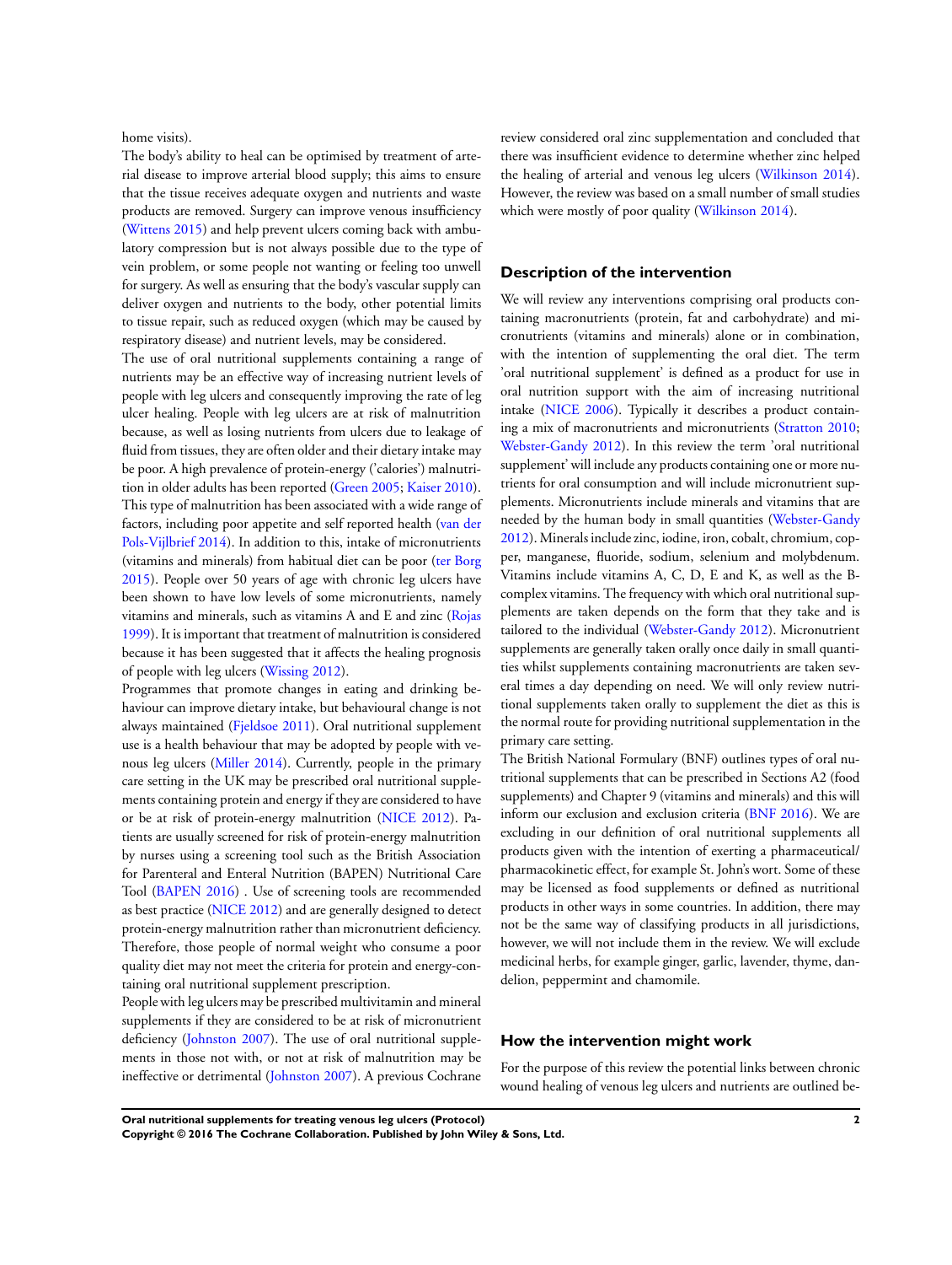home visits).

The body's ability to heal can be optimised by treatment of arterial disease to improve arterial blood supply; this aims to ensure that the tissue receives adequate oxygen and nutrients and waste products are removed. Surgery can improve venous insufficiency (Wittens 2015) and help prevent ulcers coming back with ambulatory compression but is not always possible due to the type of vein problem, or some people not wanting or feeling too unwell for surgery. As well as ensuring that the body's vascular supply can deliver oxygen and nutrients to the body, other potential limits to tissue repair, such as reduced oxygen (which may be caused by respiratory disease) and nutrient levels, may be considered.

The use of oral nutritional supplements containing a range of nutrients may be an effective way of increasing nutrient levels of people with leg ulcers and consequently improving the rate of leg ulcer healing. People with leg ulcers are at risk of malnutrition because, as well as losing nutrients from ulcers due to leakage of fluid from tissues, they are often older and their dietary intake may be poor. A high prevalence of protein-energy ('calories') malnutrition in older adults has been reported (Green 2005; Kaiser 2010). This type of malnutrition has been associated with a wide range of factors, including poor appetite and self reported health (van der Pols-Vijlbrief 2014). In addition to this, intake of micronutrients (vitamins and minerals) from habitual diet can be poor (ter Borg 2015). People over 50 years of age with chronic leg ulcers have been shown to have low levels of some micronutrients, namely vitamins and minerals, such as vitamins A and E and zinc (Rojas 1999). It is important that treatment of malnutrition is considered because it has been suggested that it affects the healing prognosis of people with leg ulcers (Wissing 2012).

Programmes that promote changes in eating and drinking behaviour can improve dietary intake, but behavioural change is not always maintained (Fjeldsoe 2011). Oral nutritional supplement use is a health behaviour that may be adopted by people with venous leg ulcers (Miller 2014). Currently, people in the primary care setting in the UK may be prescribed oral nutritional supplements containing protein and energy if they are considered to have or be at risk of protein-energy malnutrition (NICE 2012). Patients are usually screened for risk of protein-energy malnutrition by nurses using a screening tool such as the British Association for Parenteral and Enteral Nutrition (BAPEN) Nutritional Care Tool (BAPEN 2016) . Use of screening tools are recommended as best practice (NICE 2012) and are generally designed to detect protein-energy malnutrition rather than micronutrient deficiency. Therefore, those people of normal weight who consume a poor quality diet may not meet the criteria for protein and energy-containing oral nutritional supplement prescription.

People with leg ulcers may be prescribed multivitamin and mineral supplements if they are considered to be at risk of micronutrient deficiency (Johnston 2007). The use of oral nutritional supplements in those not with, or not at risk of malnutrition may be ineffective or detrimental (Johnston 2007). A previous Cochrane review considered oral zinc supplementation and concluded that there was insufficient evidence to determine whether zinc helped the healing of arterial and venous leg ulcers (Wilkinson 2014). However, the review was based on a small number of small studies which were mostly of poor quality (Wilkinson 2014).

## Description of the intervention

We will review any interventions comprising oral products containing macronutrients (protein, fat and carbohydrate) and micronutrients (vitamins and minerals) alone or in combination, with the intention of supplementing the oral diet. The term 'oral nutritional supplement' is defined as a product for use in oral nutrition support with the aim of increasing nutritional intake (NICE 2006). Typically it describes a product containing a mix of macronutrients and micronutrients (Stratton 2010; Webster-Gandy 2012). In this review the term 'oral nutritional supplement' will include any products containing one or more nutrients for oral consumption and will include micronutrient supplements. Micronutrients include minerals and vitamins that are needed by the human body in small quantities (Webster-Gandy 2012). Minerals include zinc, iodine, iron, cobalt, chromium, copper, manganese, fluoride, sodium, selenium and molybdenum. Vitamins include vitamins A, C, D, E and K, as well as the B-complex vitamins. The frequency with which oral nutritional supplements are taken depends on the form that they take and is tailored to the individual (Webster-Gandy 2012). Micronutrient supplements are generally taken orally once daily in small quantities whilst supplements containing macronutrients are taken several times a day depending on need. We will only review nutritional supplements taken orally to supplement the diet as this is the normal route for providing nutritional supplementation in the primary care setting.

The British National Formulary (BNF) outlines types of oral nutritional supplements that can be prescribed in Sections A2 (food supplements) and Chapter 9 (vitamins and minerals) and this will inform our exclusion and exclusion criteria (BNF 2016). We are excluding in our definition of oral nutritional supplements all products given with the intention of exerting a pharmaceutical/pharmacokinetic effect, for example St. John's wort. Some of these may be licensed as food supplements or defined as nutritional products in other ways in some countries. In addition, there may not be the same way of classifying products in all jurisdictions, however, we will not include them in the review. We will exclude medicinal herbs, for example ginger, garlic, lavender, thyme, dandelion, peppermint and chamomile.

## How the intervention might work

For the purpose of this review the potential links between chronic wound healing of venous leg ulcers and nutrients are outlined be-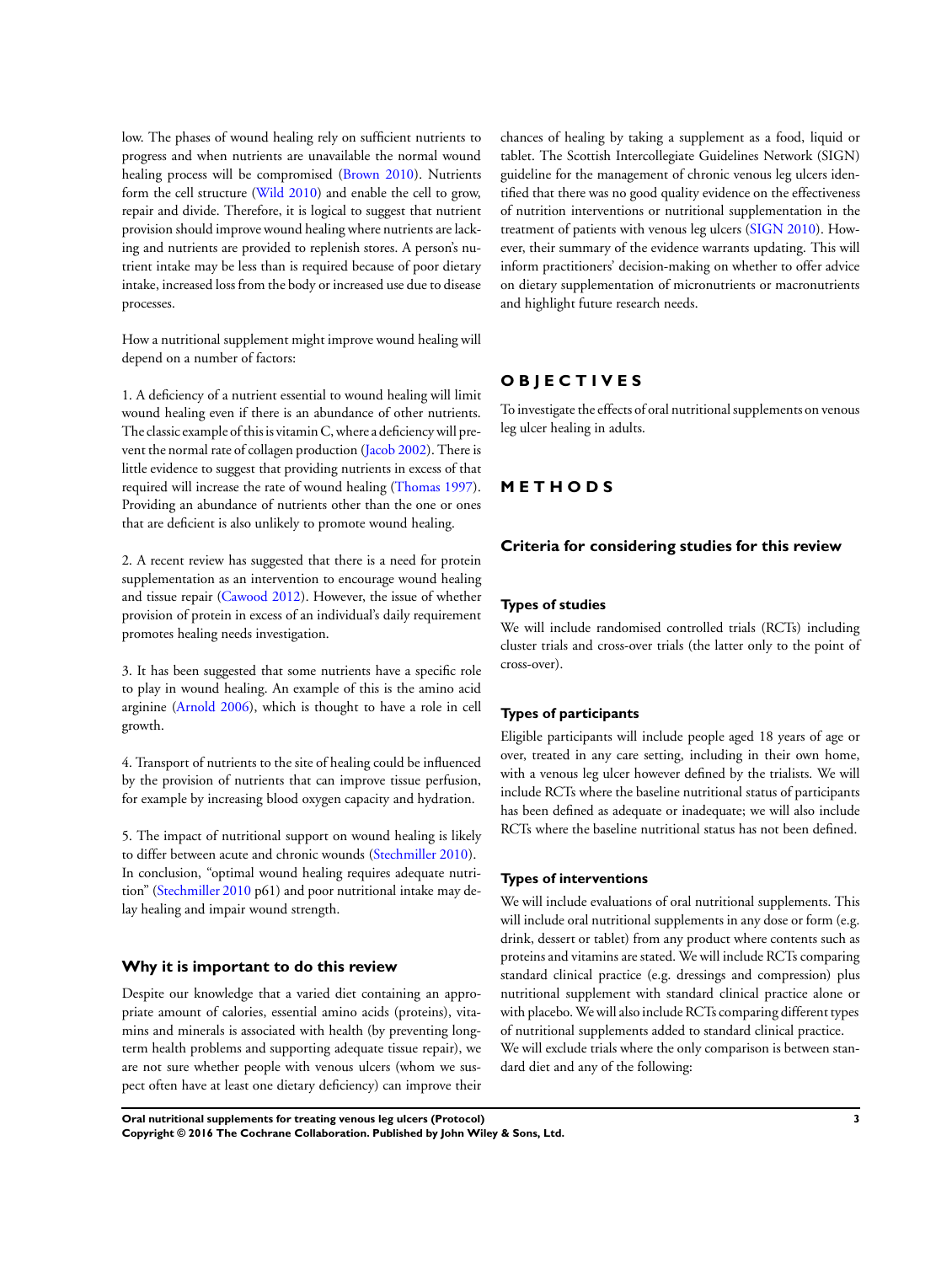low. The phases of wound healing rely on sufficient nutrients to progress and when nutrients are unavailable the normal wound healing process will be compromised (Brown 2010). Nutrients form the cell structure (Wild 2010) and enable the cell to grow, repair and divide. Therefore, it is logical to suggest that nutrient provision should improve wound healing where nutrients are lacking and nutrients are provided to replenish stores. A person's nutrient intake may be less than is required because of poor dietary intake, increased loss from the body or increased use due to disease processes.

How a nutritional supplement might improve wound healing will depend on a number of factors:

1. A deficiency of a nutrient essential to wound healing will limit wound healing even if there is an abundance of other nutrients. The classic example of this is vitamin C, where a deficiency will prevent the normal rate of collagen production (Jacob 2002). There is little evidence to suggest that providing nutrients in excess of that required will increase the rate of wound healing (Thomas 1997). Providing an abundance of nutrients other than the one or ones that are deficient is also unlikely to promote wound healing.

2. A recent review has suggested that there is a need for protein supplementation as an intervention to encourage wound healing and tissue repair (Cawood 2012). However, the issue of whether provision of protein in excess of an individual's daily requirement promotes healing needs investigation.

3. It has been suggested that some nutrients have a specific role to play in wound healing. An example of this is the amino acid arginine (Arnold 2006), which is thought to have a role in cell growth.

4. Transport of nutrients to the site of healing could be influenced by the provision of nutrients that can improve tissue perfusion, for example by increasing blood oxygen capacity and hydration.

5. The impact of nutritional support on wound healing is likely to differ between acute and chronic wounds (Stechmiller 2010). In conclusion, "optimal wound healing requires adequate nutrition" (Stechmiller 2010 p61) and poor nutritional intake may delay healing and impair wound strength.

### Why it is important to do this review

Despite our knowledge that a varied diet containing an appropriate amount of calories, essential amino acids (proteins), vitamins and minerals is associated with health (by preventing long-term health problems and supporting adequate tissue repair), we are not sure whether people with venous ulcers (whom we suspect often have at least one dietary deficiency) can improve their chances of healing by taking a supplement as a food, liquid or tablet. The Scottish Intercollegiate Guidelines Network (SIGN) guideline for the management of chronic venous leg ulcers identified that there was no good quality evidence on the effectiveness of nutrition interventions or nutritional supplementation in the treatment of patients with venous leg ulcers (SIGN 2010). However, their summary of the evidence warrants updating. This will inform practitioners' decision-making on whether to offer advice on dietary supplementation of micronutrients or macronutrients and highlight future research needs.

# OBJECTIVES

To investigate the effects of oral nutritional supplements on venous leg ulcer healing in adults.

# METHODS

## Criteria for considering studies for this review

### Types of studies

We will include randomised controlled trials (RCTs) including cluster trials and cross-over trials (the latter only to the point of cross-over).

### Types of participants

Eligible participants will include people aged 18 years of age or over, treated in any care setting, including in their own home, with a venous leg ulcer however defined by the trialists. We will include RCTs where the baseline nutritional status of participants has been defined as adequate or inadequate; we will also include RCTs where the baseline nutritional status has not been defined.

### Types of interventions

We will include evaluations of oral nutritional supplements. This will include oral nutritional supplements in any dose or form (e.g. drink, dessert or tablet) from any product where contents such as proteins and vitamins are stated. We will include RCTs comparing standard clinical practice (e.g. dressings and compression) plus nutritional supplement with standard clinical practice alone or with placebo. We will also include RCTs comparing different types of nutritional supplements added to standard clinical practice.

We will exclude trials where the only comparison is between standard diet and any of the following: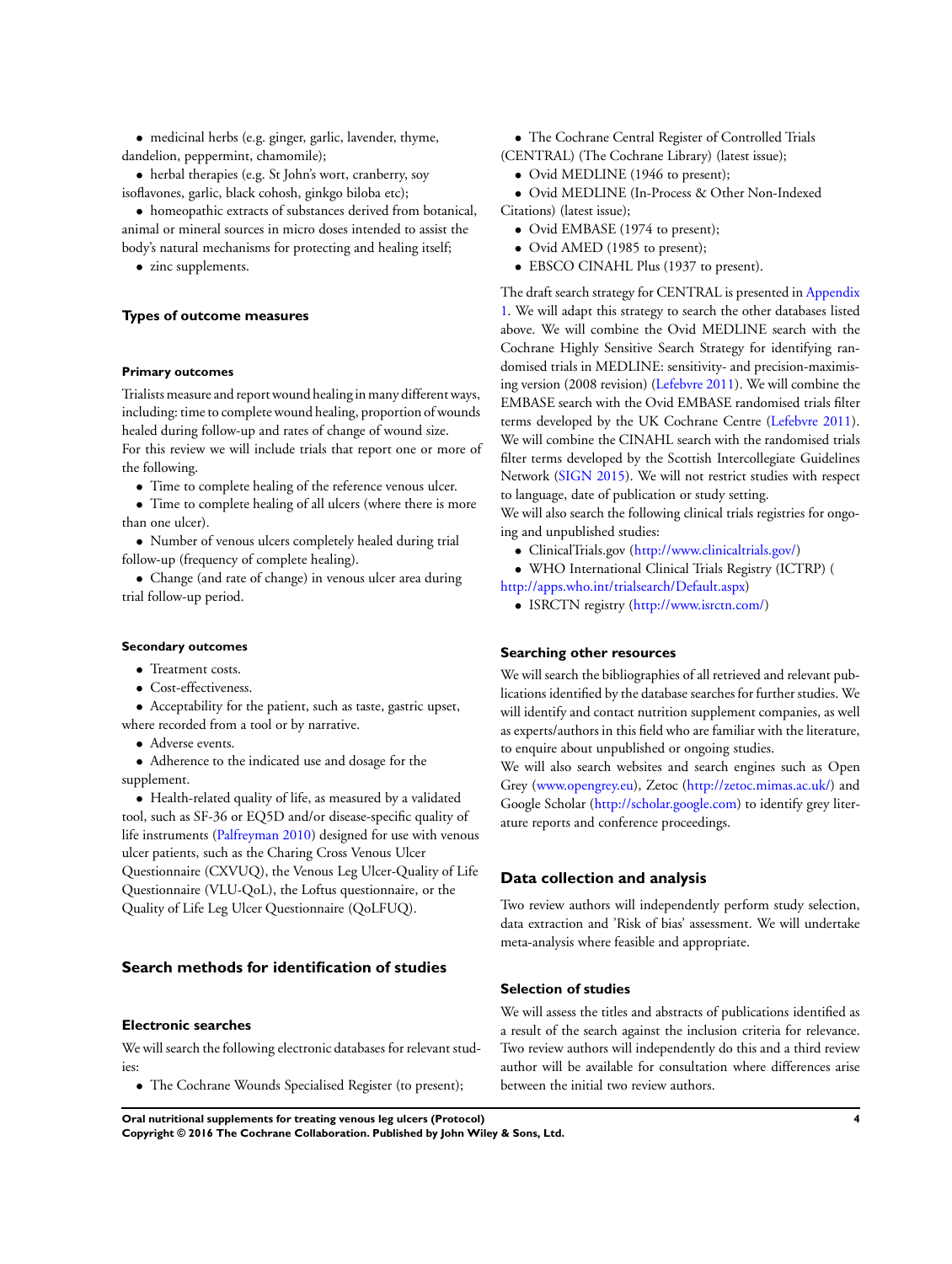- medicinal herbs (e.g. ginger, garlic, lavender, thyme, dandelion, peppermint, chamomile);
- herbal therapies (e.g. St John's wort, cranberry, soy isoflavones, garlic, black cohosh, ginkgo biloba etc);
- homeopathic extracts of substances derived from botanical, animal or mineral sources in micro doses intended to assist the body's natural mechanisms for protecting and healing itself;
- zinc supplements.

### Types of outcome measures

#### Primary outcomes

Trialists measure and report wound healing in many different ways, including: time to complete wound healing, proportion of wounds healed during follow-up and rates of change of wound size.
For this review we will include trials that report one or more of the following.

- Time to complete healing of the reference venous ulcer.
- Time to complete healing of all ulcers (where there is more than one ulcer).
- Number of venous ulcers completely healed during trial follow-up (frequency of complete healing).
- Change (and rate of change) in venous ulcer area during trial follow-up period.

#### Secondary outcomes

- Treatment costs.
- Cost-effectiveness.
- Acceptability for the patient, such as taste, gastric upset, where recorded from a tool or by narrative.
- Adverse events.
- Adherence to the indicated use and dosage for the supplement.
- Health-related quality of life, as measured by a validated tool, such as SF-36 or EQ5D and/or disease-specific quality of life instruments (Palfreyman 2010) designed for use with venous ulcer patients, such as the Charing Cross Venous Ulcer Questionnaire (CXVUQ), the Venous Leg Ulcer-Quality of Life Questionnaire (VLU-QoL), the Loftus questionnaire, or the Quality of Life Leg Ulcer Questionnaire (QoLFUQ).

## Search methods for identification of studies

### Electronic searches

We will search the following electronic databases for relevant studies:

- The Cochrane Wounds Specialised Register (to present);
- The Cochrane Central Register of Controlled Trials (CENTRAL) (The Cochrane Library) (latest issue);
- Ovid MEDLINE (1946 to present);
- Ovid MEDLINE (In-Process & Other Non-Indexed Citations) (latest issue);
- Ovid EMBASE (1974 to present);
- Ovid AMED (1985 to present);
- EBSCO CINAHL Plus (1937 to present).

The draft search strategy for CENTRAL is presented in Appendix 1. We will adapt this strategy to search the other databases listed above. We will combine the Ovid MEDLINE search with the Cochrane Highly Sensitive Search Strategy for identifying randomised trials in MEDLINE: sensitivity- and precision-maximising version (2008 revision) (Lefebvre 2011). We will combine the EMBASE search with the Ovid EMBASE randomised trials filter terms developed by the UK Cochrane Centre (Lefebvre 2011). We will combine the CINAHL search with the randomised trials filter terms developed by the Scottish Intercollegiate Guidelines Network (SIGN 2015). We will not restrict studies with respect to language, date of publication or study setting.
We will also search the following clinical trials registries for ongoing and unpublished studies:

- ClinicalTrials.gov (http://www.clinicaltrials.gov/)
- WHO International Clinical Trials Registry (ICTRP) (http://apps.who.int/trialsearch/Default.aspx)
- ISRCTN registry (http://www.isrctn.com/)

### Searching other resources

We will search the bibliographies of all retrieved and relevant publications identified by the database searches for further studies. We will identify and contact nutrition supplement companies, as well as experts/authors in this field who are familiar with the literature, to enquire about unpublished or ongoing studies.
We will also search websites and search engines such as Open Grey (www.opengrey.eu), Zetoc (http://zetoc.mimas.ac.uk/) and Google Scholar (http://scholar.google.com) to identify grey literature reports and conference proceedings.

## Data collection and analysis

Two review authors will independently perform study selection, data extraction and 'Risk of bias' assessment. We will undertake meta-analysis where feasible and appropriate.

### Selection of studies

We will assess the titles and abstracts of publications identified as a result of the search against the inclusion criteria for relevance. Two review authors will independently do this and a third review author will be available for consultation where differences arise between the initial two review authors.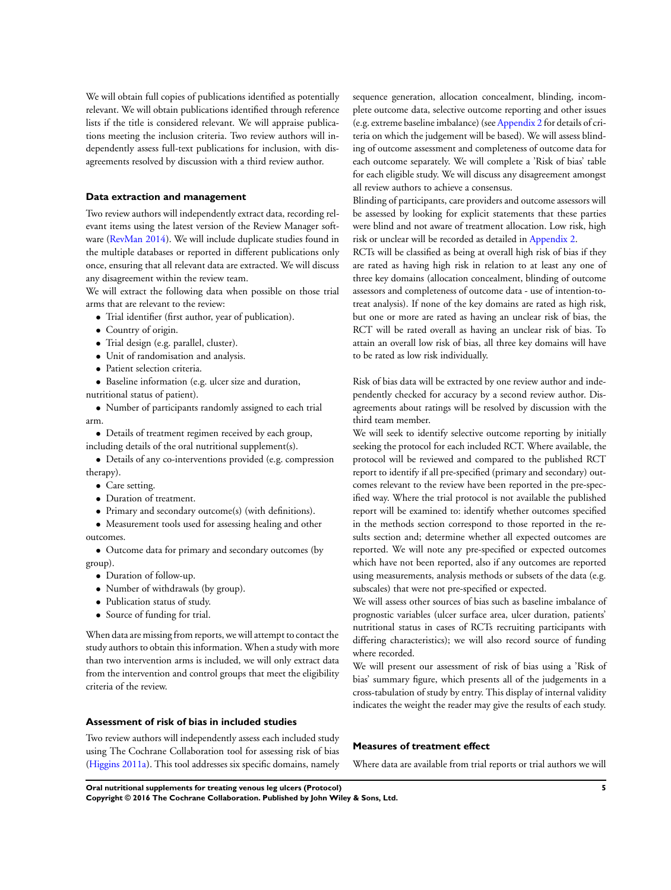We will obtain full copies of publications identified as potentially relevant. We will obtain publications identified through reference lists if the title is considered relevant. We will appraise publications meeting the inclusion criteria. Two review authors will independently assess full-text publications for inclusion, with disagreements resolved by discussion with a third review author.

### Data extraction and management

Two review authors will independently extract data, recording relevant items using the latest version of the Review Manager software (RevMan 2014). We will include duplicate studies found in the multiple databases or reported in different publications only once, ensuring that all relevant data are extracted. We will discuss any disagreement within the review team.

We will extract the following data when possible on those trial arms that are relevant to the review:

- Trial identifier (first author, year of publication).
- Country of origin.
- Trial design (e.g. parallel, cluster).
- Unit of randomisation and analysis.
- Patient selection criteria.
- Baseline information (e.g. ulcer size and duration, nutritional status of patient).
- Number of participants randomly assigned to each trial arm.
- Details of treatment regimen received by each group, including details of the oral nutritional supplement(s).
- Details of any co-interventions provided (e.g. compression therapy).
- Care setting.
- Duration of treatment.
- Primary and secondary outcome(s) (with definitions).
- Measurement tools used for assessing healing and other outcomes.
- Outcome data for primary and secondary outcomes (by group).
- Duration of follow-up.
- Number of withdrawals (by group).
- Publication status of study.
- Source of funding for trial.

When data are missing from reports, we will attempt to contact the study authors to obtain this information. When a study with more than two intervention arms is included, we will only extract data from the intervention and control groups that meet the eligibility criteria of the review.

### Assessment of risk of bias in included studies

Two review authors will independently assess each included study using The Cochrane Collaboration tool for assessing risk of bias (Higgins 2011a). This tool addresses six specific domains, namely sequence generation, allocation concealment, blinding, incomplete outcome data, selective outcome reporting and other issues (e.g. extreme baseline imbalance) (see Appendix 2 for details of criteria on which the judgement will be based). We will assess blinding of outcome assessment and completeness of outcome data for each outcome separately. We will complete a 'Risk of bias' table for each eligible study. We will discuss any disagreement amongst all review authors to achieve a consensus.

Blinding of participants, care providers and outcome assessors will be assessed by looking for explicit statements that these parties were blind and not aware of treatment allocation. Low risk, high risk or unclear will be rated as detailed in Appendix 2.

RCTs will be classified as being at overall high risk of bias if they are rated as having high risk in relation to at least any one of three key domains (allocation concealment, blinding of outcome assessors and completeness of outcome data - use of intention-to-treat analysis). If none of the key domains are rated as high risk, but one or more are rated as having an unclear risk of bias, the RCT will be rated overall as having an unclear risk of bias. To attain an overall low risk of bias, all three key domains will have to be rated as low risk individually.

Risk of bias data will be extracted by one review author and independently checked for accuracy by a second review author. Disagreements about ratings will be resolved by discussion with the third team member.

We will seek to identify selective outcome reporting by initially seeking the protocol for each included RCT. Where available, the protocol will be reviewed and compared to the published RCT report to identify if all pre-specified (primary and secondary) outcomes relevant to the review have been reported in the pre-specified way. Where the trial protocol is not available the published report will be examined to: identify whether outcomes specified in the methods section correspond to those reported in the results section and; determine whether all expected outcomes are reported. We will note any pre-specified or expected outcomes which have not been reported, also if any outcomes are reported using measurements, analysis methods or subsets of the data (e.g. subscales) that were not pre-specified or expected.

We will assess other sources of bias such as baseline imbalance of prognostic variables (ulcer surface area, ulcer duration, patients' nutritional status in cases of RCTs recruiting participants with differing characteristics); we will also record source of funding where recorded.

We will present our assessment of risk of bias using a 'Risk of bias' summary figure, which presents all of the judgements in a cross-tabulation of study by entry. This display of internal validity indicates the weight the reader may give the results of each study.

### Measures of treatment effect

Where data are available from trial reports or trial authors we will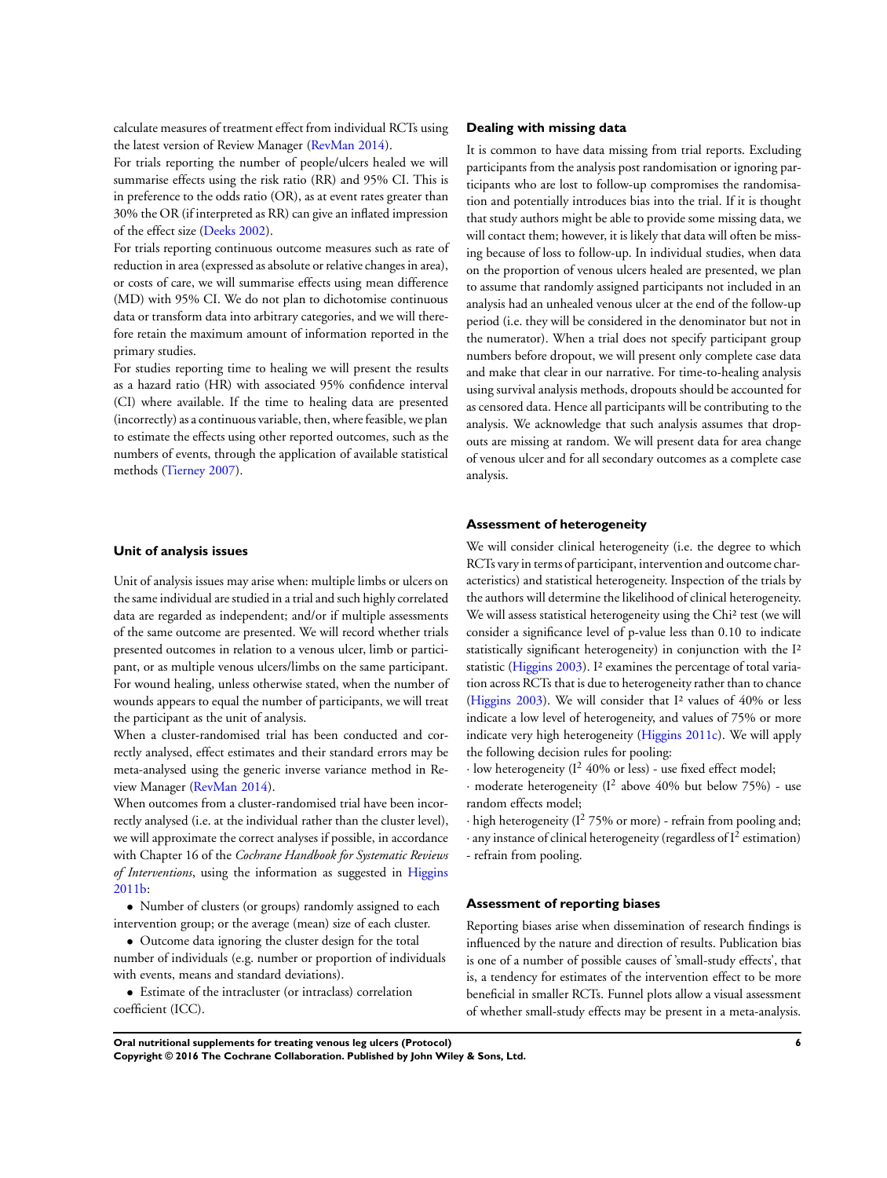calculate measures of treatment effect from individual RCTs using the latest version of Review Manager (RevMan 2014).

For trials reporting the number of people/ulcers healed we will summarise effects using the risk ratio (RR) and 95% CI. This is in preference to the odds ratio (OR), as at event rates greater than 30% the OR (if interpreted as RR) can give an inflated impression of the effect size (Deeks 2002).

For trials reporting continuous outcome measures such as rate of reduction in area (expressed as absolute or relative changes in area), or costs of care, we will summarise effects using mean difference (MD) with 95% CI. We do not plan to dichotomise continuous data or transform data into arbitrary categories, and we will therefore retain the maximum amount of information reported in the primary studies.

For studies reporting time to healing we will present the results as a hazard ratio (HR) with associated 95% confidence interval (CI) where available. If the time to healing data are presented (incorrectly) as a continuous variable, then, where feasible, we plan to estimate the effects using other reported outcomes, such as the numbers of events, through the application of available statistical methods (Tierney 2007).

### Unit of analysis issues

Unit of analysis issues may arise when: multiple limbs or ulcers on the same individual are studied in a trial and such highly correlated data are regarded as independent; and/or if multiple assessments of the same outcome are presented. We will record whether trials presented outcomes in relation to a venous ulcer, limb or participant, or as multiple venous ulcers/limbs on the same participant. For wound healing, unless otherwise stated, when the number of wounds appears to equal the number of participants, we will treat the participant as the unit of analysis.

When a cluster-randomised trial has been conducted and correctly analysed, effect estimates and their standard errors may be meta-analysed using the generic inverse variance method in Review Manager (RevMan 2014).

When outcomes from a cluster-randomised trial have been incorrectly analysed (i.e. at the individual rather than the cluster level), we will approximate the correct analyses if possible, in accordance with Chapter 16 of the *Cochrane Handbook for Systematic Reviews of Interventions*, using the information as suggested in Higgins 2011b:

- Number of clusters (or groups) randomly assigned to each intervention group; or the average (mean) size of each cluster.
- Outcome data ignoring the cluster design for the total number of individuals (e.g. number or proportion of individuals with events, means and standard deviations).
- Estimate of the intracluster (or intraclass) correlation coefficient (ICC).

### Dealing with missing data

It is common to have data missing from trial reports. Excluding participants from the analysis post randomisation or ignoring participants who are lost to follow-up compromises the randomisation and potentially introduces bias into the trial. If it is thought that study authors might be able to provide some missing data, we will contact them; however, it is likely that data will often be missing because of loss to follow-up. In individual studies, when data on the proportion of venous ulcers healed are presented, we plan to assume that randomly assigned participants not included in an analysis had an unhealed venous ulcer at the end of the follow-up period (i.e. they will be considered in the denominator but not in the numerator). When a trial does not specify participant group numbers before dropout, we will present only complete case data and make that clear in our narrative. For time-to-healing analysis using survival analysis methods, dropouts should be accounted for as censored data. Hence all participants will be contributing to the analysis. We acknowledge that such analysis assumes that dropouts are missing at random. We will present data for area change of venous ulcer and for all secondary outcomes as a complete case analysis.

### Assessment of heterogeneity

We will consider clinical heterogeneity (i.e. the degree to which RCTs vary in terms of participant, intervention and outcome characteristics) and statistical heterogeneity. Inspection of the trials by the authors will determine the likelihood of clinical heterogeneity. We will assess statistical heterogeneity using the $Chi^2$ test (we will consider a significance level of p-value less than 0.10 to indicate statistically significant heterogeneity) in conjunction with the $I^2$ statistic (Higgins 2003). $I^2$ examines the percentage of total variation across RCTs that is due to heterogeneity rather than to chance (Higgins 2003). We will consider that $I^2$ values of 40% or less indicate a low level of heterogeneity, and values of 75% or more indicate very high heterogeneity (Higgins 2011c). We will apply the following decision rules for pooling:

· low heterogeneity ($I^2$ 40% or less) - use fixed effect model;

· moderate heterogeneity ($I^2$ above 40% but below 75%) - use random effects model;

· high heterogeneity ($I^2$ 75% or more) - refrain from pooling and;

· any instance of clinical heterogeneity (regardless of $I^2$ estimation) - refrain from pooling.

### Assessment of reporting biases

Reporting biases arise when dissemination of research findings is influenced by the nature and direction of results. Publication bias is one of a number of possible causes of 'small-study effects', that is, a tendency for estimates of the intervention effect to be more beneficial in smaller RCTs. Funnel plots allow a visual assessment of whether small-study effects may be present in a meta-analysis.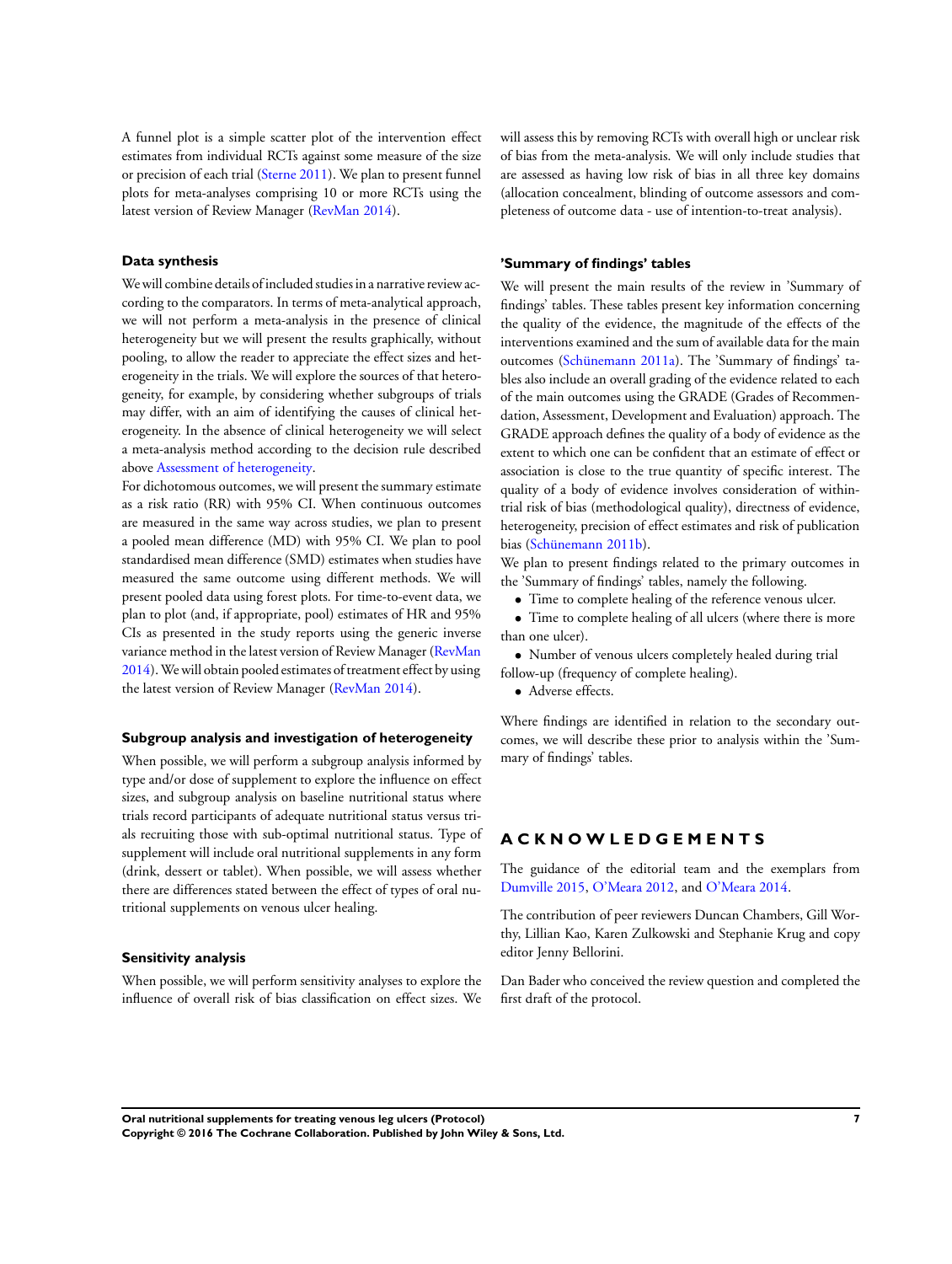A funnel plot is a simple scatter plot of the intervention effect estimates from individual RCTs against some measure of the size or precision of each trial (Sterne 2011). We plan to present funnel plots for meta-analyses comprising 10 or more RCTs using the latest version of Review Manager (RevMan 2014).

### Data synthesis

We will combine details of included studies in a narrative review according to the comparators. In terms of meta-analytical approach, we will not perform a meta-analysis in the presence of clinical heterogeneity but we will present the results graphically, without pooling, to allow the reader to appreciate the effect sizes and heterogeneity in the trials. We will explore the sources of that heterogeneity, for example, by considering whether subgroups of trials may differ, with an aim of identifying the causes of clinical heterogeneity. In the absence of clinical heterogeneity we will select a meta-analysis method according to the decision rule described above Assessment of heterogeneity.

For dichotomous outcomes, we will present the summary estimate as a risk ratio (RR) with 95% CI. When continuous outcomes are measured in the same way across studies, we plan to present a pooled mean difference (MD) with 95% CI. We plan to pool standardised mean difference (SMD) estimates when studies have measured the same outcome using different methods. We will present pooled data using forest plots. For time-to-event data, we plan to plot (and, if appropriate, pool) estimates of HR and 95% CIs as presented in the study reports using the generic inverse variance method in the latest version of Review Manager (RevMan 2014). We will obtain pooled estimates of treatment effect by using the latest version of Review Manager (RevMan 2014).

### Subgroup analysis and investigation of heterogeneity

When possible, we will perform a subgroup analysis informed by type and/or dose of supplement to explore the influence on effect sizes, and subgroup analysis on baseline nutritional status where trials record participants of adequate nutritional status versus trials recruiting those with sub-optimal nutritional status. Type of supplement will include oral nutritional supplements in any form (drink, dessert or tablet). When possible, we will assess whether there are differences stated between the effect of types of oral nutritional supplements on venous ulcer healing.

### Sensitivity analysis

When possible, we will perform sensitivity analyses to explore the influence of overall risk of bias classification on effect sizes. We will assess this by removing RCTs with overall high or unclear risk of bias from the meta-analysis. We will only include studies that are assessed as having low risk of bias in all three key domains (allocation concealment, blinding of outcome assessors and completeness of outcome data - use of intention-to-treat analysis).

### 'Summary of findings' tables

We will present the main results of the review in 'Summary of findings' tables. These tables present key information concerning the quality of the evidence, the magnitude of the effects of the interventions examined and the sum of available data for the main outcomes (Schünemann 2011a). The 'Summary of findings' tables also include an overall grading of the evidence related to each of the main outcomes using the GRADE (Grades of Recommendation, Assessment, Development and Evaluation) approach. The GRADE approach defines the quality of a body of evidence as the extent to which one can be confident that an estimate of effect or association is close to the true quantity of specific interest. The quality of a body of evidence involves consideration of within-trial risk of bias (methodological quality), directness of evidence, heterogeneity, precision of effect estimates and risk of publication bias (Schünemann 2011b).

We plan to present findings related to the primary outcomes in the 'Summary of findings' tables, namely the following.

- Time to complete healing of the reference venous ulcer.
- Time to complete healing of all ulcers (where there is more than one ulcer).
- Number of venous ulcers completely healed during trial follow-up (frequency of complete healing).
- Adverse effects.

Where findings are identified in relation to the secondary outcomes, we will describe these prior to analysis within the 'Summary of findings' tables.

# ACKNOWLEDGEMENTS

The guidance of the editorial team and the exemplars from Dumville 2015, O'Meara 2012, and O'Meara 2014.

The contribution of peer reviewers Duncan Chambers, Gill Worthy, Lillian Kao, Karen Zulkowski and Stephanie Krug and copy editor Jenny Bellorini.

Dan Bader who conceived the review question and completed the first draft of the protocol.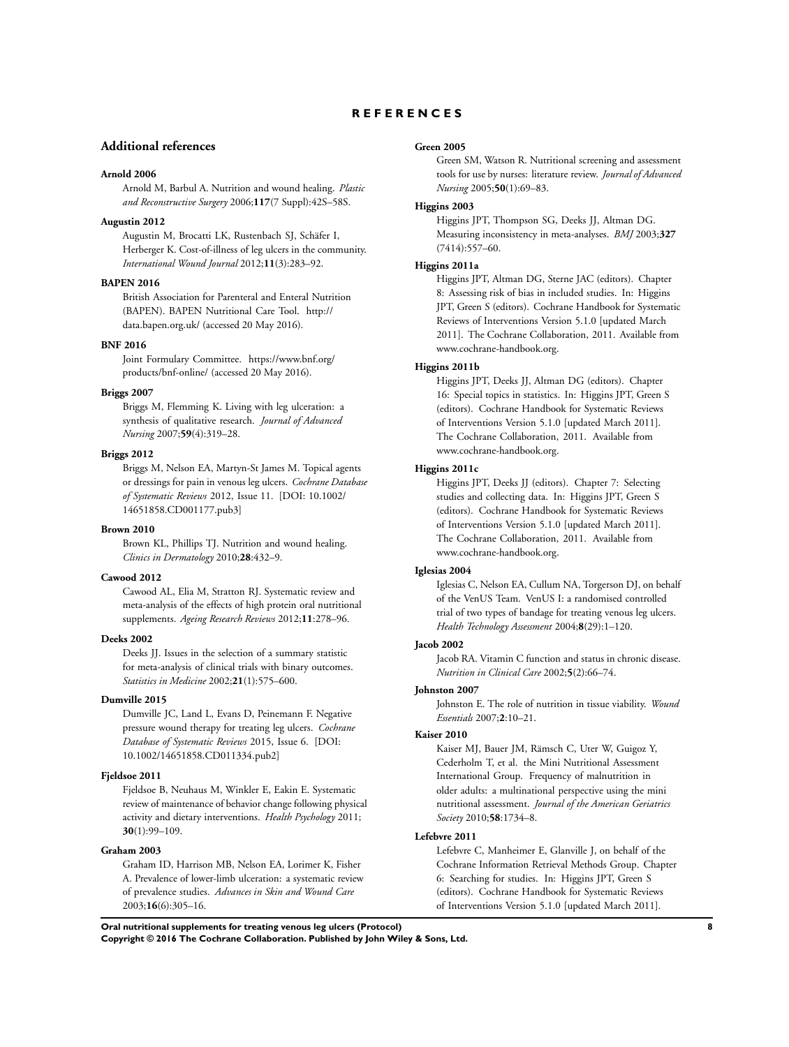# REFERENCES

## Additional references

**Arnold 2006**

Arnold M, Barbul A. Nutrition and wound healing. *Plastic and Reconstructive Surgery* 2006;**117**(7 Suppl):42S–58S.

**Augustin 2012**

Augustin M, Brocatti LK, Rustenbach SJ, Schäfer I, Herberger K. Cost-of-illness of leg ulcers in the community. *International Wound Journal* 2012;**11**(3):283–92.

**BAPEN 2016**

British Association for Parenteral and Enteral Nutrition (BAPEN). BAPEN Nutritional Care Tool. http://data.bapen.org.uk/ (accessed 20 May 2016).

**BNF 2016**

Joint Formulary Committee. https://www.bnf.org/products/bnf-online/ (accessed 20 May 2016).

**Briggs 2007**

Briggs M, Flemming K. Living with leg ulceration: a synthesis of qualitative research. *Journal of Advanced Nursing* 2007;**59**(4):319–28.

**Briggs 2012**

Briggs M, Nelson EA, Martyn-St James M. Topical agents or dressings for pain in venous leg ulcers. *Cochrane Database of Systematic Reviews* 2012, Issue 11. [DOI: 10.1002/14651858.CD001177.pub3]

**Brown 2010**

Brown KL, Phillips TJ. Nutrition and wound healing. *Clinics in Dermatology* 2010;**28**:432–9.

**Cawood 2012**

Cawood AL, Elia M, Stratton RJ. Systematic review and meta-analysis of the effects of high protein oral nutritional supplements. *Ageing Research Reviews* 2012;**11**:278–96.

**Deeks 2002**

Deeks JJ. Issues in the selection of a summary statistic for meta-analysis of clinical trials with binary outcomes. *Statistics in Medicine* 2002;**21**(1):575–600.

**Dumville 2015**

Dumville JC, Land L, Evans D, Peinemann F. Negative pressure wound therapy for treating leg ulcers. *Cochrane Database of Systematic Reviews* 2015, Issue 6. [DOI: 10.1002/14651858.CD011334.pub2]

**Fjeldsoe 2011**

Fjeldsoe B, Neuhaus M, Winkler E, Eakin E. Systematic review of maintenance of behavior change following physical activity and dietary interventions. *Health Psychology* 2011;**30**(1):99–109.

**Graham 2003**

Graham ID, Harrison MB, Nelson EA, Lorimer K, Fisher A. Prevalence of lower-limb ulceration: a systematic review of prevalence studies. *Advances in Skin and Wound Care* 2003;**16**(6):305–16.

**Green 2005**

Green SM, Watson R. Nutritional screening and assessment tools for use by nurses: literature review. *Journal of Advanced Nursing* 2005;**50**(1):69–83.

**Higgins 2003**

Higgins JPT, Thompson SG, Deeks JJ, Altman DG. Measuring inconsistency in meta-analyses. *BMJ* 2003;**327**(7414):557–60.

**Higgins 2011a**

Higgins JPT, Altman DG, Sterne JAC (editors). Chapter 8: Assessing risk of bias in included studies. In: Higgins JPT, Green S (editors). Cochrane Handbook for Systematic Reviews of Interventions Version 5.1.0 [updated March 2011]. The Cochrane Collaboration, 2011. Available from www.cochrane-handbook.org.

**Higgins 2011b**

Higgins JPT, Deeks JJ, Altman DG (editors). Chapter 16: Special topics in statistics. In: Higgins JPT, Green S (editors). Cochrane Handbook for Systematic Reviews of Interventions Version 5.1.0 [updated March 2011]. The Cochrane Collaboration, 2011. Available from www.cochrane-handbook.org.

**Higgins 2011c**

Higgins JPT, Deeks JJ (editors). Chapter 7: Selecting studies and collecting data. In: Higgins JPT, Green S (editors). Cochrane Handbook for Systematic Reviews of Interventions Version 5.1.0 [updated March 2011]. The Cochrane Collaboration, 2011. Available from www.cochrane-handbook.org.

**Iglesias 2004**

Iglesias C, Nelson EA, Cullum NA, Torgerson DJ, on behalf of the VenUS Team. VenUS I: a randomised controlled trial of two types of bandage for treating venous leg ulcers. *Health Technology Assessment* 2004;**8**(29):1–120.

**Jacob 2002**

Jacob RA. Vitamin C function and status in chronic disease. *Nutrition in Clinical Care* 2002;**5**(2):66–74.

**Johnston 2007**

Johnston E. The role of nutrition in tissue viability. *Wound Essentials* 2007;**2**:10–21.

**Kaiser 2010**

Kaiser MJ, Bauer JM, Rämsch C, Uter W, Guigoz Y, Cederholm T, et al. the Mini Nutritional Assessment International Group. Frequency of malnutrition in older adults: a multinational perspective using the mini nutritional assessment. *Journal of the American Geriatrics Society* 2010;**58**:1734–8.

**Lefebvre 2011**

Lefebvre C, Manheimer E, Glanville J, on behalf of the Cochrane Information Retrieval Methods Group. Chapter 6: Searching for studies. In: Higgins JPT, Green S (editors). Cochrane Handbook for Systematic Reviews of Interventions Version 5.1.0 [updated March 2011].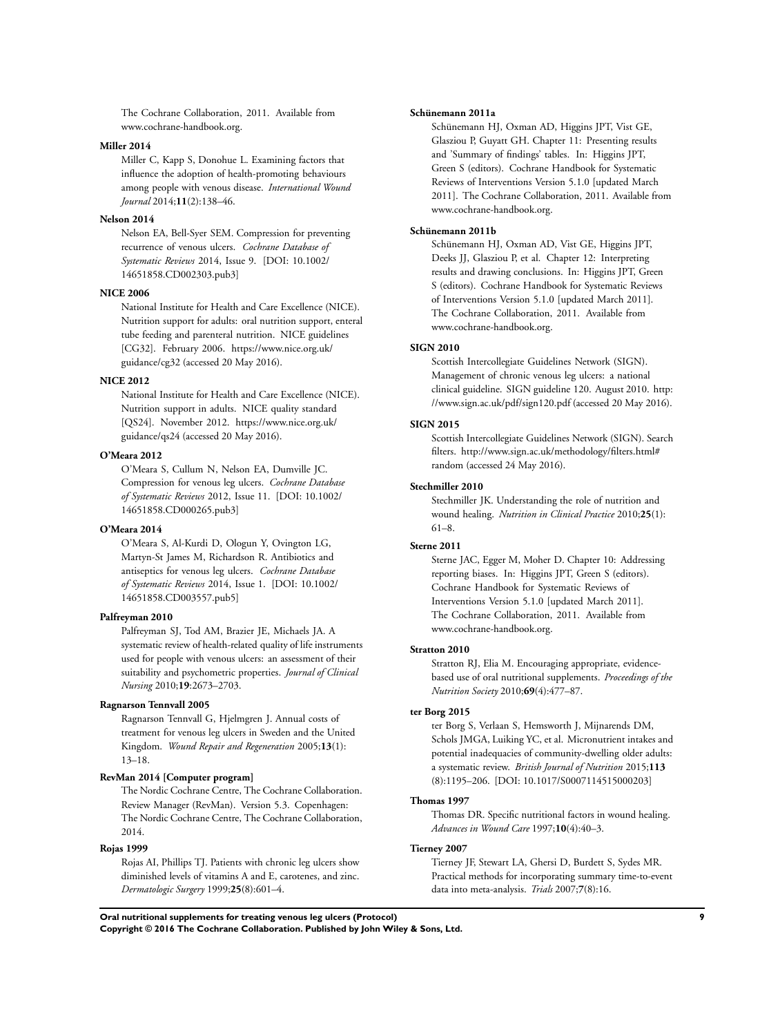The Cochrane Collaboration, 2011. Available from www.cochrane-handbook.org.

**Miller 2014**

Miller C, Kapp S, Donohue L. Examining factors that influence the adoption of health-promoting behaviours among people with venous disease. *International Wound Journal* 2014;**11**(2):138–46.

**Nelson 2014**

Nelson EA, Bell-Syer SEM. Compression for preventing recurrence of venous ulcers. *Cochrane Database of Systematic Reviews* 2014, Issue 9. [DOI: 10.1002/14651858.CD002303.pub3]

**NICE 2006**

National Institute for Health and Care Excellence (NICE). Nutrition support for adults: oral nutrition support, enteral tube feeding and parenteral nutrition. NICE guidelines [CG32]. February 2006. https://www.nice.org.uk/guidance/cg32 (accessed 20 May 2016).

**NICE 2012**

National Institute for Health and Care Excellence (NICE). Nutrition support in adults. NICE quality standard [QS24]. November 2012. https://www.nice.org.uk/guidance/qs24 (accessed 20 May 2016).

**O'Meara 2012**

O'Meara S, Cullum N, Nelson EA, Dumville JC. Compression for venous leg ulcers. *Cochrane Database of Systematic Reviews* 2012, Issue 11. [DOI: 10.1002/14651858.CD000265.pub3]

**O'Meara 2014**

O'Meara S, Al-Kurdi D, Ologun Y, Ovington LG, Martyn-St James M, Richardson R. Antibiotics and antiseptics for venous leg ulcers. *Cochrane Database of Systematic Reviews* 2014, Issue 1. [DOI: 10.1002/14651858.CD003557.pub5]

**Palfreyman 2010**

Palfreyman SJ, Tod AM, Brazier JE, Michaels JA. A systematic review of health-related quality of life instruments used for people with venous ulcers: an assessment of their suitability and psychometric properties. *Journal of Clinical Nursing* 2010;**19**:2673–2703.

**Ragnarson Tennvall 2005**

Ragnarson Tennvall G, Hjelmgren J. Annual costs of treatment for venous leg ulcers in Sweden and the United Kingdom. *Wound Repair and Regeneration* 2005;**13**(1):13–18.

**RevMan 2014 [Computer program]**

The Nordic Cochrane Centre, The Cochrane Collaboration. Review Manager (RevMan). Version 5.3. Copenhagen: The Nordic Cochrane Centre, The Cochrane Collaboration, 2014.

**Rojas 1999**

Rojas AI, Phillips TJ. Patients with chronic leg ulcers show diminished levels of vitamins A and E, carotenes, and zinc. *Dermatologic Surgery* 1999;**25**(8):601–4.

**Schünemann 2011a**

Schünemann HJ, Oxman AD, Higgins JPT, Vist GE, Glasziou P, Guyatt GH. Chapter 11: Presenting results and 'Summary of findings' tables. In: Higgins JPT, Green S (editors). Cochrane Handbook for Systematic Reviews of Interventions Version 5.1.0 [updated March 2011]. The Cochrane Collaboration, 2011. Available from www.cochrane-handbook.org.

**Schünemann 2011b**

Schünemann HJ, Oxman AD, Vist GE, Higgins JPT, Deeks JJ, Glasziou P, et al. Chapter 12: Interpreting results and drawing conclusions. In: Higgins JPT, Green S (editors). Cochrane Handbook for Systematic Reviews of Interventions Version 5.1.0 [updated March 2011]. The Cochrane Collaboration, 2011. Available from www.cochrane-handbook.org.

**SIGN 2010**

Scottish Intercollegiate Guidelines Network (SIGN). Management of chronic venous leg ulcers: a national clinical guideline. SIGN guideline 120. August 2010. http://www.sign.ac.uk/pdf/sign120.pdf (accessed 20 May 2016).

**SIGN 2015**

Scottish Intercollegiate Guidelines Network (SIGN). Search filters. http://www.sign.ac.uk/methodology/filters.html#random (accessed 24 May 2016).

**Stechmiller 2010**

Stechmiller JK. Understanding the role of nutrition and wound healing. *Nutrition in Clinical Practice* 2010;**25**(1):61–8.

**Sterne 2011**

Sterne JAC, Egger M, Moher D. Chapter 10: Addressing reporting biases. In: Higgins JPT, Green S (editors). Cochrane Handbook for Systematic Reviews of Interventions Version 5.1.0 [updated March 2011]. The Cochrane Collaboration, 2011. Available from www.cochrane-handbook.org.

**Stratton 2010**

Stratton RJ, Elia M. Encouraging appropriate, evidence-based use of oral nutritional supplements. *Proceedings of the Nutrition Society* 2010;**69**(4):477–87.

**ter Borg 2015**

ter Borg S, Verlaan S, Hemsworth J, Mijnarends DM, Schols JMGA, Luiking YC, et al. Micronutrient intakes and potential inadequacies of community-dwelling older adults: a systematic review. *British Journal of Nutrition* 2015;**113**(8):1195–206. [DOI: 10.1017/S0007114515000203]

**Thomas 1997**

Thomas DR. Specific nutritional factors in wound healing. *Advances in Wound Care* 1997;**10**(4):40–3.

**Tierney 2007**

Tierney JF, Stewart LA, Ghersi D, Burdett S, Sydes MR. Practical methods for incorporating summary time-to-event data into meta-analysis. *Trials* 2007;**7**(8):16.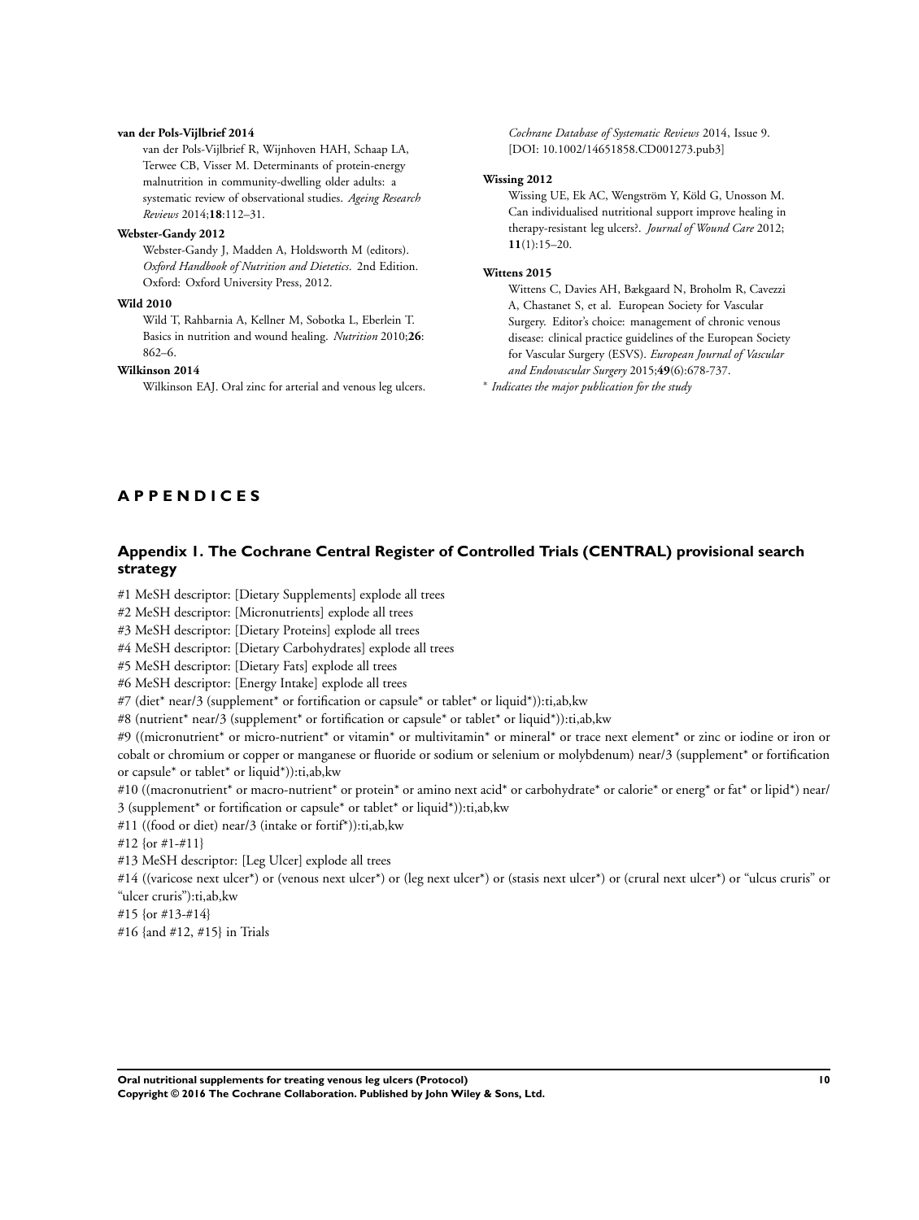**van der Pols-Vijlbrief 2014**

van der Pols-Vijlbrief R, Wijnhoven HAH, Schaap LA, Terwee CB, Visser M. Determinants of protein-energy malnutrition in community-dwelling older adults: a systematic review of observational studies. *Ageing Research Reviews* 2014;**18**:112–31.

**Webster-Gandy 2012**

Webster-Gandy J, Madden A, Holdsworth M (editors). *Oxford Handbook of Nutrition and Dietetics*. 2nd Edition. Oxford: Oxford University Press, 2012.

**Wild 2010**

Wild T, Rahbarnia A, Kellner M, Sobotka L, Eberlein T. Basics in nutrition and wound healing. *Nutrition* 2010;**26**: 862–6.

**Wilkinson 2014**

Wilkinson EAJ. Oral zinc for arterial and venous leg ulcers. *Cochrane Database of Systematic Reviews* 2014, Issue 9. [DOI: 10.1002/14651858.CD001273.pub3]

**Wissing 2012**

Wissing UE, Ek AC, Wengström Y, Köld G, Unosson M. Can individualised nutritional support improve healing in therapy-resistant leg ulcers?. *Journal of Wound Care* 2012; **11**(1):15–20.

**Wittens 2015**

Wittens C, Davies AH, Bækgaard N, Broholm R, Cavezzi A, Chastanet S, et al. European Society for Vascular Surgery. Editor's choice: management of chronic venous disease: clinical practice guidelines of the European Society for Vascular Surgery (ESVS). *European Journal of Vascular and Endovascular Surgery* 2015;**49**(6):678-737.

* *Indicates the major publication for the study*

# APPENDICES

## Appendix 1. The Cochrane Central Register of Controlled Trials (CENTRAL) provisional search strategy

#1 MeSH descriptor: [Dietary Supplements] explode all trees
#2 MeSH descriptor: [Micronutrients] explode all trees
#3 MeSH descriptor: [Dietary Proteins] explode all trees
#4 MeSH descriptor: [Dietary Carbohydrates] explode all trees
#5 MeSH descriptor: [Dietary Fats] explode all trees
#6 MeSH descriptor: [Energy Intake] explode all trees
#7 (diet* near/3 (supplement* or fortification or capsule* or tablet* or liquid*)):ti,ab,kw
#8 (nutrient* near/3 (supplement* or fortification or capsule* or tablet* or liquid*)):ti,ab,kw
#9 ((micronutrient* or micro-nutrient* or vitamin* or multivitamin* or mineral* or trace next element* or zinc or iodine or iron or cobalt or chromium or copper or manganese or fluoride or sodium or selenium or molybdenum) near/3 (supplement* or fortification or capsule* or tablet* or liquid*)):ti,ab,kw
#10 ((macronutrient* or macro-nutrient* or protein* or amino next acid* or carbohydrate* or calorie* or energ* or fat* or lipid*) near/3 (supplement* or fortification or capsule* or tablet* or liquid*)):ti,ab,kw
#11 ((food or diet) near/3 (intake or fortif*)):ti,ab,kw
#12 {or #1-#11}
#13 MeSH descriptor: [Leg Ulcer] explode all trees
#14 ((varicose next ulcer*) or (venous next ulcer*) or (leg next ulcer*) or (stasis next ulcer*) or (crural next ulcer*) or "ulcus cruris" or "ulcer cruris"):ti,ab,kw
#15 {or #13-#14}
#16 {and #12, #15} in Trials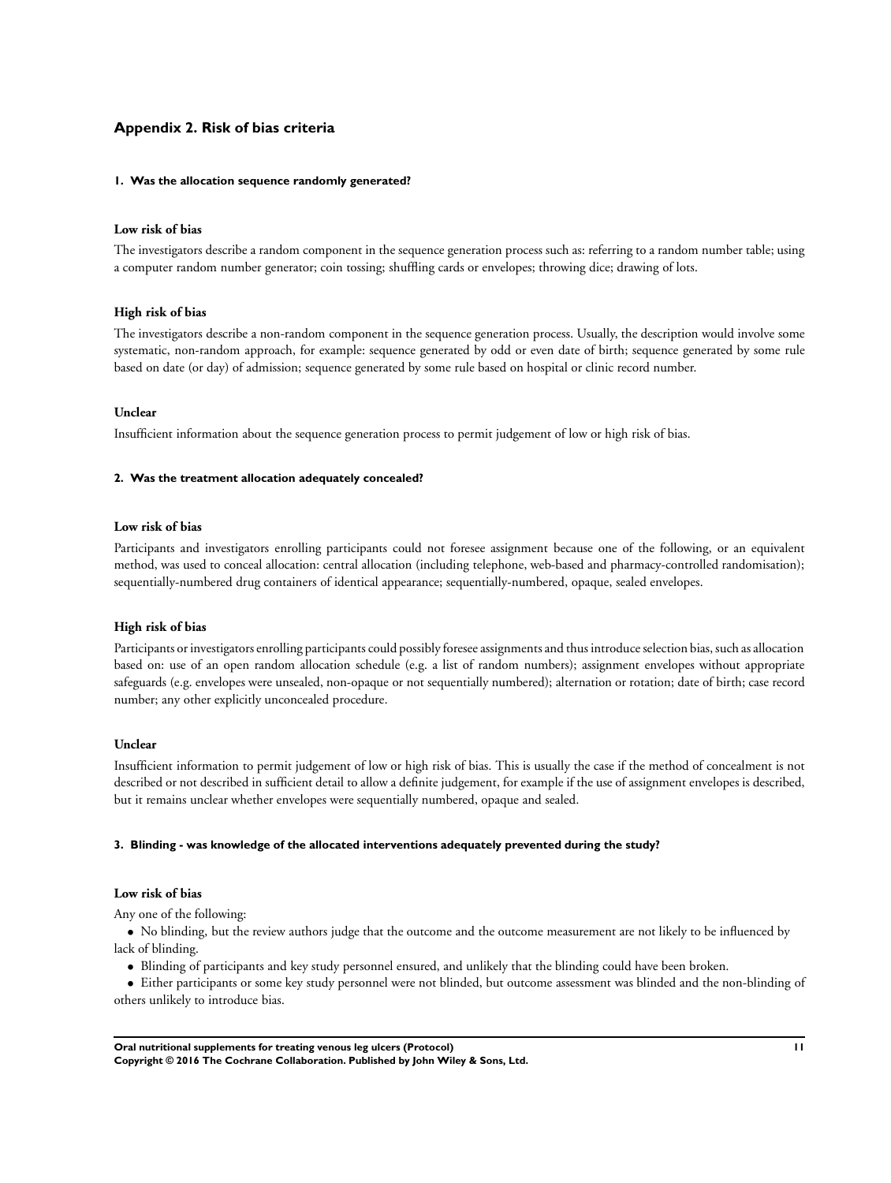## Appendix 2. Risk of bias criteria

### 1. Was the allocation sequence randomly generated?

#### Low risk of bias

The investigators describe a random component in the sequence generation process such as: referring to a random number table; using a computer random number generator; coin tossing; shuffling cards or envelopes; throwing dice; drawing of lots.

#### High risk of bias

The investigators describe a non-random component in the sequence generation process. Usually, the description would involve some systematic, non-random approach, for example: sequence generated by odd or even date of birth; sequence generated by some rule based on date (or day) of admission; sequence generated by some rule based on hospital or clinic record number.

#### Unclear

Insufficient information about the sequence generation process to permit judgement of low or high risk of bias.

### 2. Was the treatment allocation adequately concealed?

#### Low risk of bias

Participants and investigators enrolling participants could not foresee assignment because one of the following, or an equivalent method, was used to conceal allocation: central allocation (including telephone, web-based and pharmacy-controlled randomisation); sequentially-numbered drug containers of identical appearance; sequentially-numbered, opaque, sealed envelopes.

#### High risk of bias

Participants or investigators enrolling participants could possibly foresee assignments and thus introduce selection bias, such as allocation based on: use of an open random allocation schedule (e.g. a list of random numbers); assignment envelopes without appropriate safeguards (e.g. envelopes were unsealed, non-opaque or not sequentially numbered); alternation or rotation; date of birth; case record number; any other explicitly unconcealed procedure.

#### Unclear

Insufficient information to permit judgement of low or high risk of bias. This is usually the case if the method of concealment is not described or not described in sufficient detail to allow a definite judgement, for example if the use of assignment envelopes is described, but it remains unclear whether envelopes were sequentially numbered, opaque and sealed.

### 3. Blinding - was knowledge of the allocated interventions adequately prevented during the study?

#### Low risk of bias

Any one of the following:

- No blinding, but the review authors judge that the outcome and the outcome measurement are not likely to be influenced by lack of blinding.
- Blinding of participants and key study personnel ensured, and unlikely that the blinding could have been broken.
- Either participants or some key study personnel were not blinded, but outcome assessment was blinded and the non-blinding of others unlikely to introduce bias.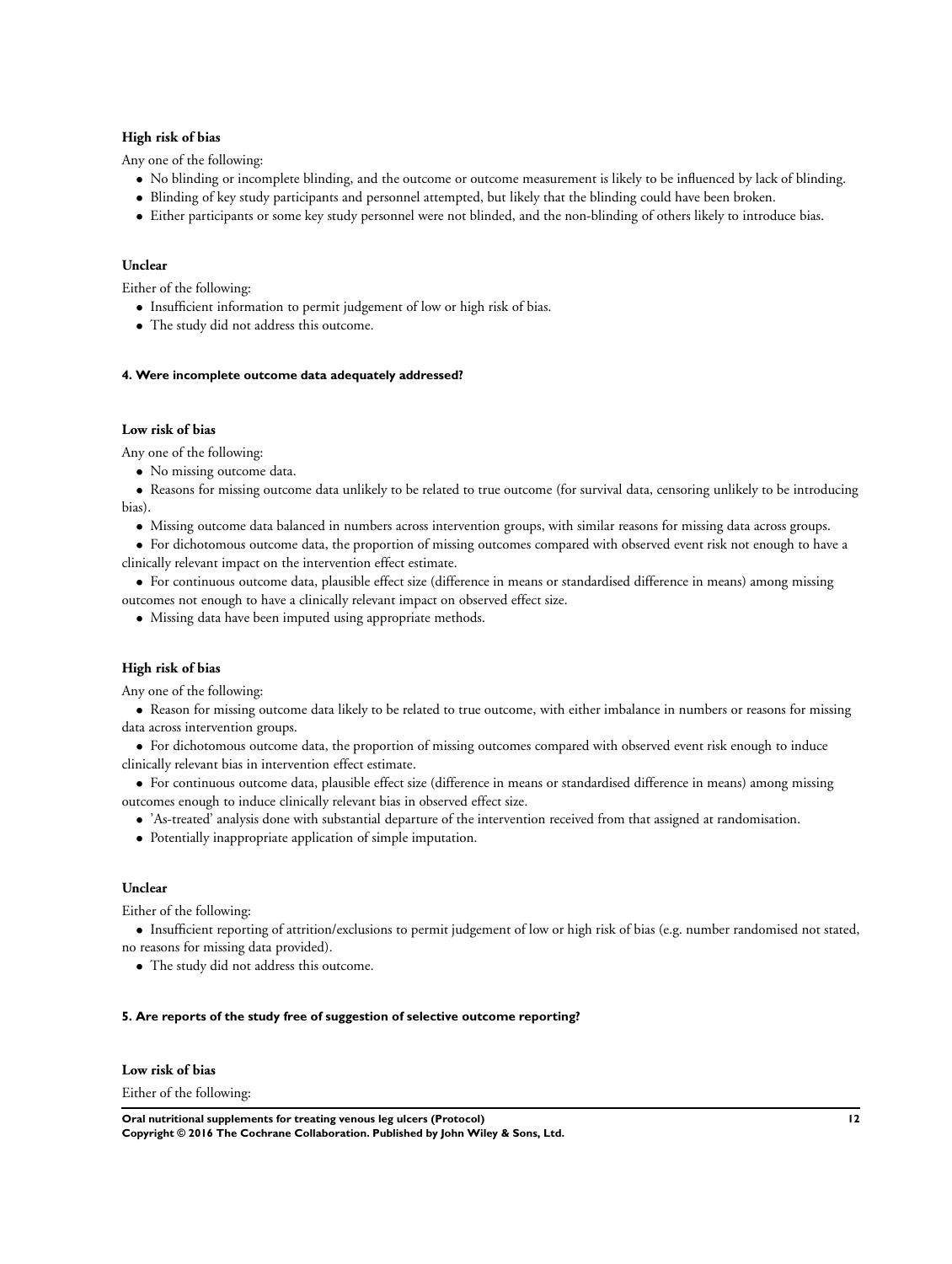**High risk of bias**

Any one of the following:

- No blinding or incomplete blinding, and the outcome or outcome measurement is likely to be influenced by lack of blinding.
- Blinding of key study participants and personnel attempted, but likely that the blinding could have been broken.
- Either participants or some key study personnel were not blinded, and the non-blinding of others likely to introduce bias.

**Unclear**

Either of the following:

- Insufficient information to permit judgement of low or high risk of bias.
- The study did not address this outcome.

#### 4. Were incomplete outcome data adequately addressed?

**Low risk of bias**

Any one of the following:

- No missing outcome data.
- Reasons for missing outcome data unlikely to be related to true outcome (for survival data, censoring unlikely to be introducing bias).
- Missing outcome data balanced in numbers across intervention groups, with similar reasons for missing data across groups.
- For dichotomous outcome data, the proportion of missing outcomes compared with observed event risk not enough to have a clinically relevant impact on the intervention effect estimate.
- For continuous outcome data, plausible effect size (difference in means or standardised difference in means) among missing outcomes not enough to have a clinically relevant impact on observed effect size.
- Missing data have been imputed using appropriate methods.

**High risk of bias**

Any one of the following:

- Reason for missing outcome data likely to be related to true outcome, with either imbalance in numbers or reasons for missing data across intervention groups.
- For dichotomous outcome data, the proportion of missing outcomes compared with observed event risk enough to induce clinically relevant bias in intervention effect estimate.
- For continuous outcome data, plausible effect size (difference in means or standardised difference in means) among missing outcomes enough to induce clinically relevant bias in observed effect size.
- 'As-treated' analysis done with substantial departure of the intervention received from that assigned at randomisation.
- Potentially inappropriate application of simple imputation.

**Unclear**

Either of the following:

- Insufficient reporting of attrition/exclusions to permit judgement of low or high risk of bias (e.g. number randomised not stated, no reasons for missing data provided).
- The study did not address this outcome.

#### 5. Are reports of the study free of suggestion of selective outcome reporting?

**Low risk of bias**

Either of the following: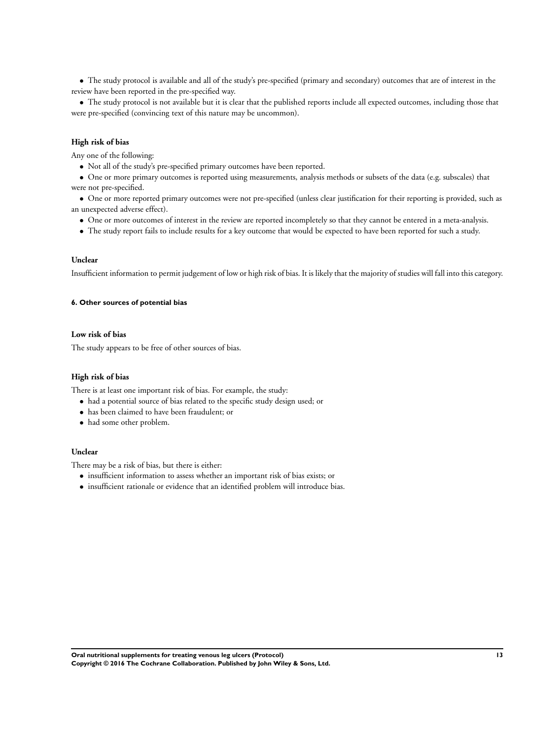- The study protocol is available and all of the study's pre-specified (primary and secondary) outcomes that are of interest in the review have been reported in the pre-specified way.
- The study protocol is not available but it is clear that the published reports include all expected outcomes, including those that were pre-specified (convincing text of this nature may be uncommon).

#### High risk of bias

Any one of the following:

- Not all of the study's pre-specified primary outcomes have been reported.
- One or more primary outcomes is reported using measurements, analysis methods or subsets of the data (e.g. subscales) that were not pre-specified.
- One or more reported primary outcomes were not pre-specified (unless clear justification for their reporting is provided, such as an unexpected adverse effect).
- One or more outcomes of interest in the review are reported incompletely so that they cannot be entered in a meta-analysis.
- The study report fails to include results for a key outcome that would be expected to have been reported for such a study.

#### Unclear

Insufficient information to permit judgement of low or high risk of bias. It is likely that the majority of studies will fall into this category.

##### 6. Other sources of potential bias

#### Low risk of bias

The study appears to be free of other sources of bias.

#### High risk of bias

There is at least one important risk of bias. For example, the study:

- had a potential source of bias related to the specific study design used; or
- has been claimed to have been fraudulent; or
- had some other problem.

#### Unclear

There may be a risk of bias, but there is either:

- insufficient information to assess whether an important risk of bias exists; or
- insufficient rationale or evidence that an identified problem will introduce bias.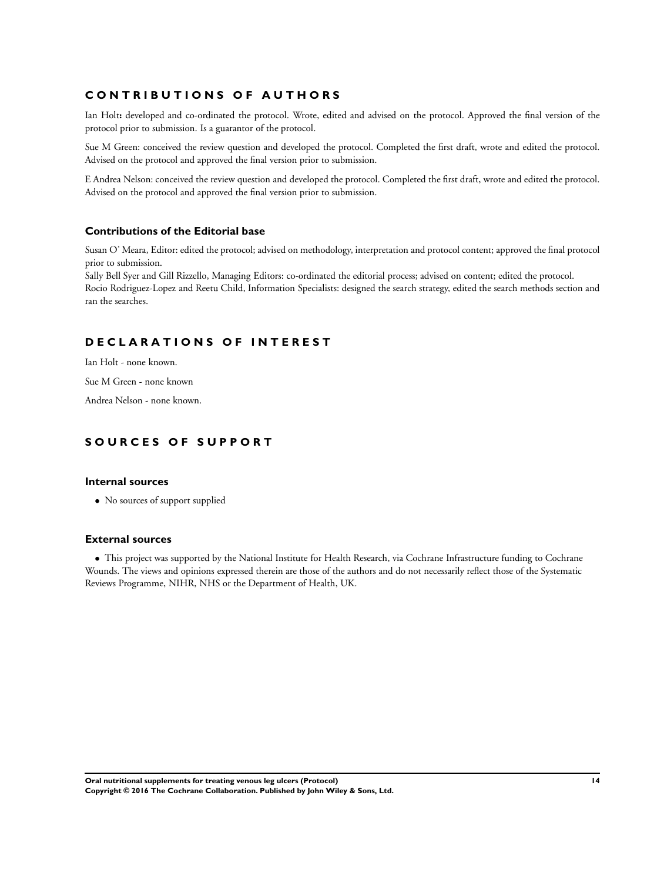# CONTRIBUTIONS OF AUTHORS

Ian Holt**:** developed and co-ordinated the protocol. Wrote, edited and advised on the protocol. Approved the final version of the protocol prior to submission. Is a guarantor of the protocol.

Sue M Green: conceived the review question and developed the protocol. Completed the first draft, wrote and edited the protocol. Advised on the protocol and approved the final version prior to submission.

E Andrea Nelson: conceived the review question and developed the protocol. Completed the first draft, wrote and edited the protocol. Advised on the protocol and approved the final version prior to submission.

## Contributions of the Editorial base

Susan O' Meara, Editor: edited the protocol; advised on methodology, interpretation and protocol content; approved the final protocol prior to submission.
Sally Bell Syer and Gill Rizzello, Managing Editors: co-ordinated the editorial process; advised on content; edited the protocol.
Rocio Rodriguez-Lopez and Reetu Child, Information Specialists: designed the search strategy, edited the search methods section and ran the searches.

# DECLARATIONS OF INTEREST

Ian Holt - none known.

Sue M Green - none known

Andrea Nelson - none known.

# SOURCES OF SUPPORT

## Internal sources

- No sources of support supplied

## External sources

- This project was supported by the National Institute for Health Research, via Cochrane Infrastructure funding to Cochrane Wounds. The views and opinions expressed therein are those of the authors and do not necessarily reflect those of the Systematic Reviews Programme, NIHR, NHS or the Department of Health, UK.